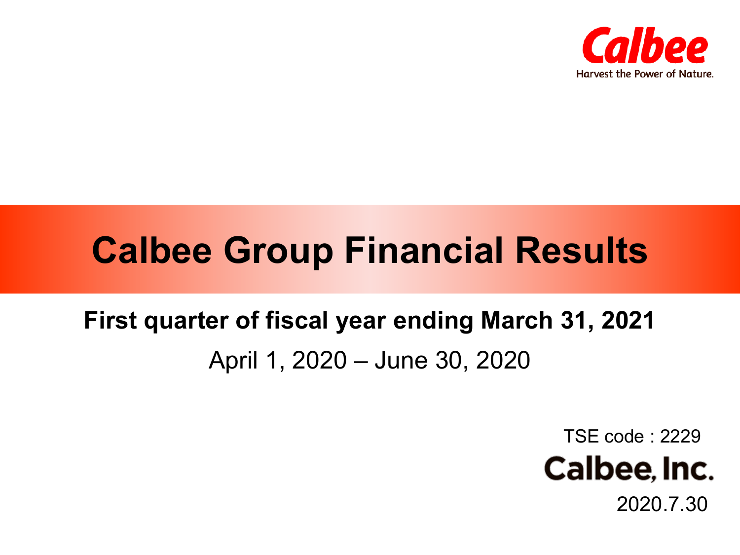Calbee

Harvest the Power of Nature.

# Calbee Group Financial Results

**First quarter of fiscal year ending March 31, 2021**

April 1, 2020 – June 30, 2020

TSE code : 2229

Calbee, Inc.

2020.7.30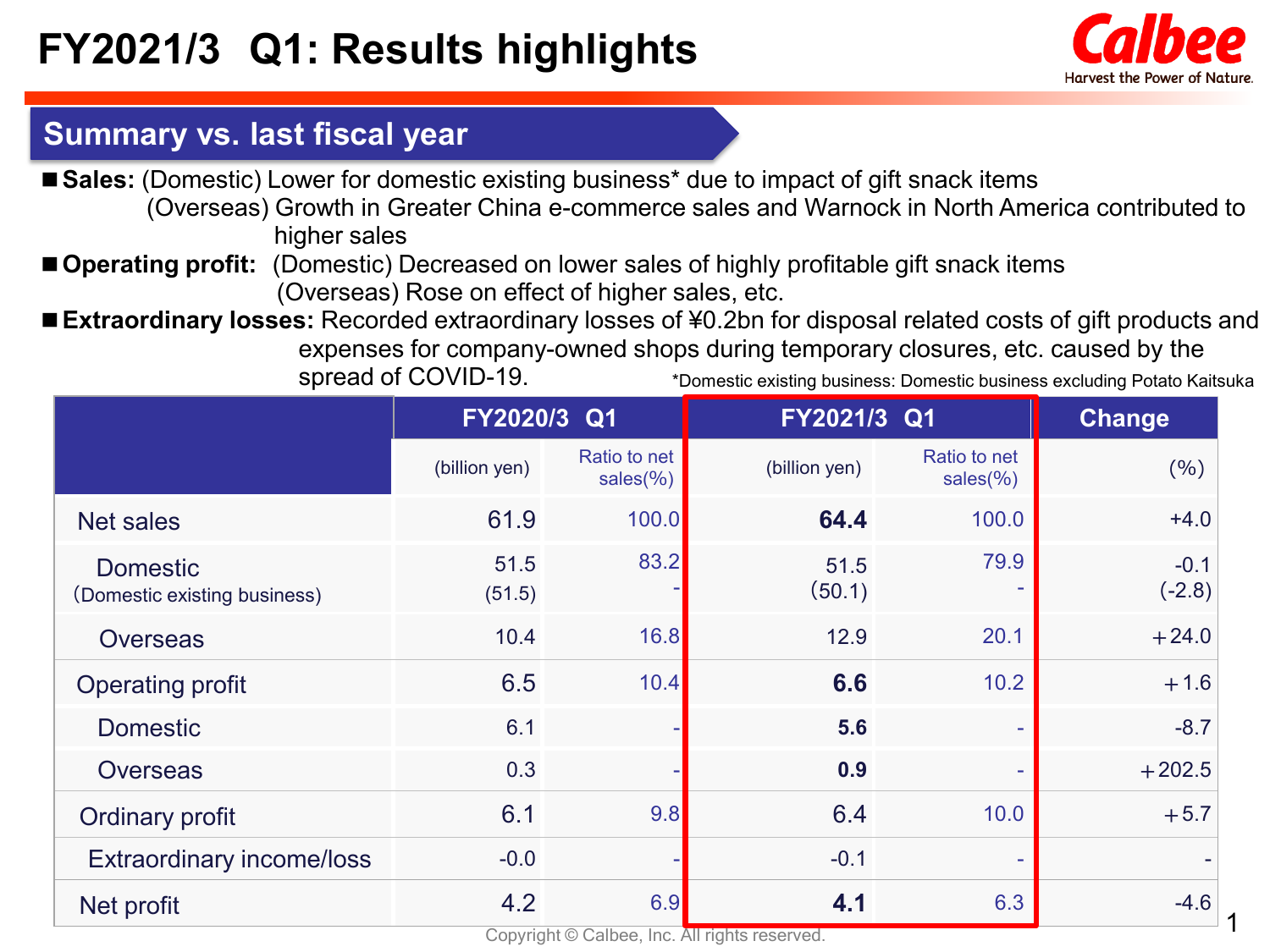# FY2021/3 Q1: Results highlights

## Summary vs. last fiscal year

- **Sales:** (Domestic) Lower for domestic existing business* due to impact of gift snack items
  (Overseas) Growth in Greater China e-commerce sales and Warnock in North America contributed to higher sales
- **Operating profit:** (Domestic) Decreased on lower sales of highly profitable gift snack items
  (Overseas) Rose on effect of higher sales, etc.
- **Extraordinary losses:** Recorded extraordinary losses of ¥0.2bn for disposal related costs of gift products and expenses for company-owned shops during temporary closures, etc. caused by the spread of COVID-19.

*Domestic existing business: Domestic business excluding Potato Kaitsuka

| | FY2020/3 Q1 | | FY2021/3 Q1 | | Change |
|---|---|---|---|---|---|
| | (billion yen) | Ratio to net sales(%) | (billion yen) | Ratio to net sales(%) | (%) |
| Net sales | 61.9 | 100.0 | **64.4** | 100.0 | +4.0 |
| Domestic<br>(Domestic existing business) | 51.5<br>(51.5) | 83.2<br>- | 51.5<br>(50.1) | 79.9<br>- | -0.1<br>(-2.8) |
| Overseas | 10.4 | 16.8 | 12.9 | 20.1 | +24.0 |
| Operating profit | 6.5 | 10.4 | **6.6** | 10.2 | +1.6 |
| Domestic | 6.1 | - | **5.6** | - | -8.7 |
| Overseas | 0.3 | - | **0.9** | - | +202.5 |
| Ordinary profit | 6.1 | 9.8 | 6.4 | 10.0 | +5.7 |
| Extraordinary income/loss | -0.0 | - | -0.1 | - | - |
| Net profit | 4.2 | 6.9 | **4.1** | 6.3 | -4.6 |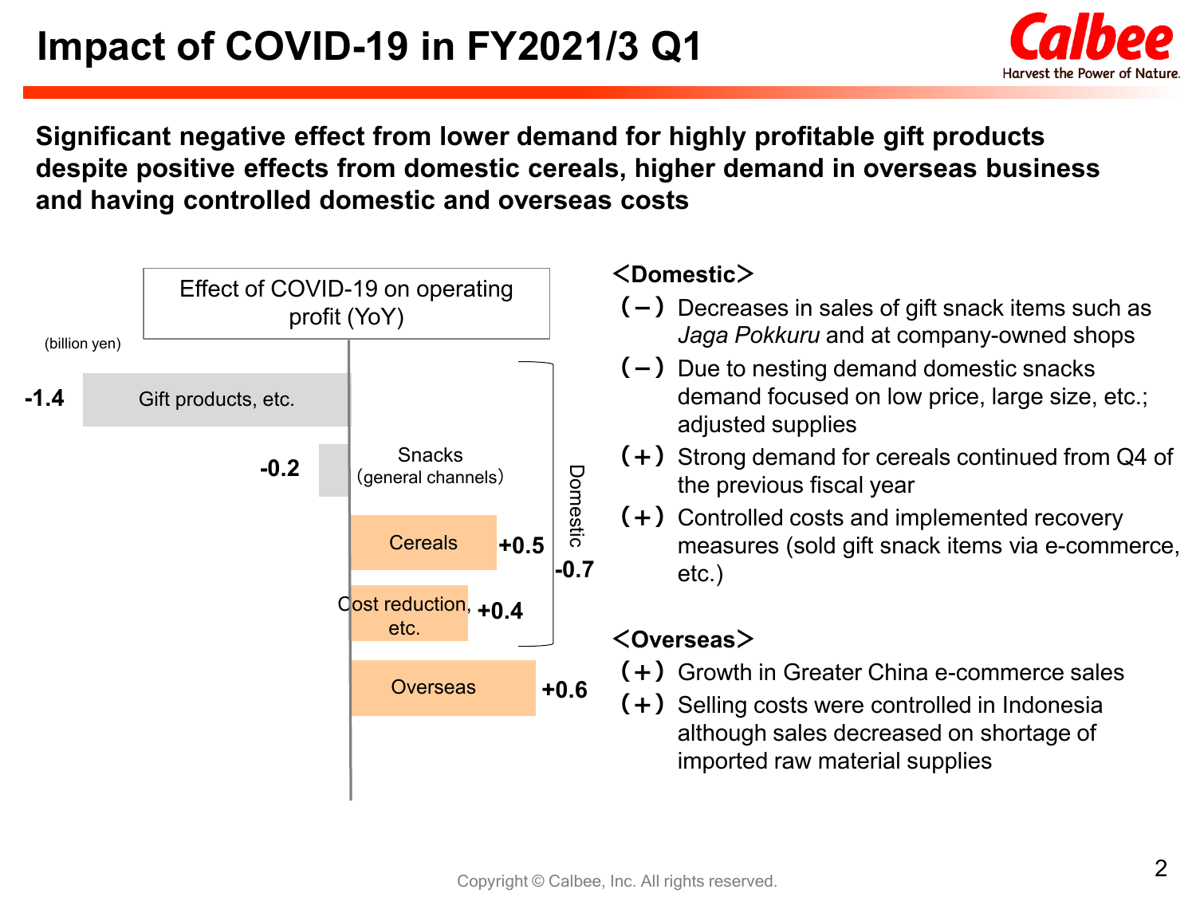# Impact of COVID-19 in FY2021/3 Q1

**Significant negative effect from lower demand for highly profitable gift products despite positive effects from domestic cereals, higher demand in overseas business and having controlled domestic and overseas costs**

Effect of COVID-19 on operating profit (YoY)

(billion yen)

| Item | Effect | Segment |
|---|---|---|
| Gift products, etc. | -1.4 | Domestic |
| Snacks (general channels) | -0.2 | Domestic |
| Cereals | +0.5 | Domestic |
| Cost reduction, etc. | +0.4 | Domestic |
| Domestic total | -0.7 | |
| Overseas | +0.6 | Overseas |

**<Domestic>**

- (–) Decreases in sales of gift snack items such as *Jaga Pokkuru* and at company-owned shops
- (–) Due to nesting demand domestic snacks demand focused on low price, large size, etc.; adjusted supplies
- (+) Strong demand for cereals continued from Q4 of the previous fiscal year
- (+) Controlled costs and implemented recovery measures (sold gift snack items via e-commerce, etc.)

**<Overseas>**

- (+) Growth in Greater China e-commerce sales
- (+) Selling costs were controlled in Indonesia although sales decreased on shortage of imported raw material supplies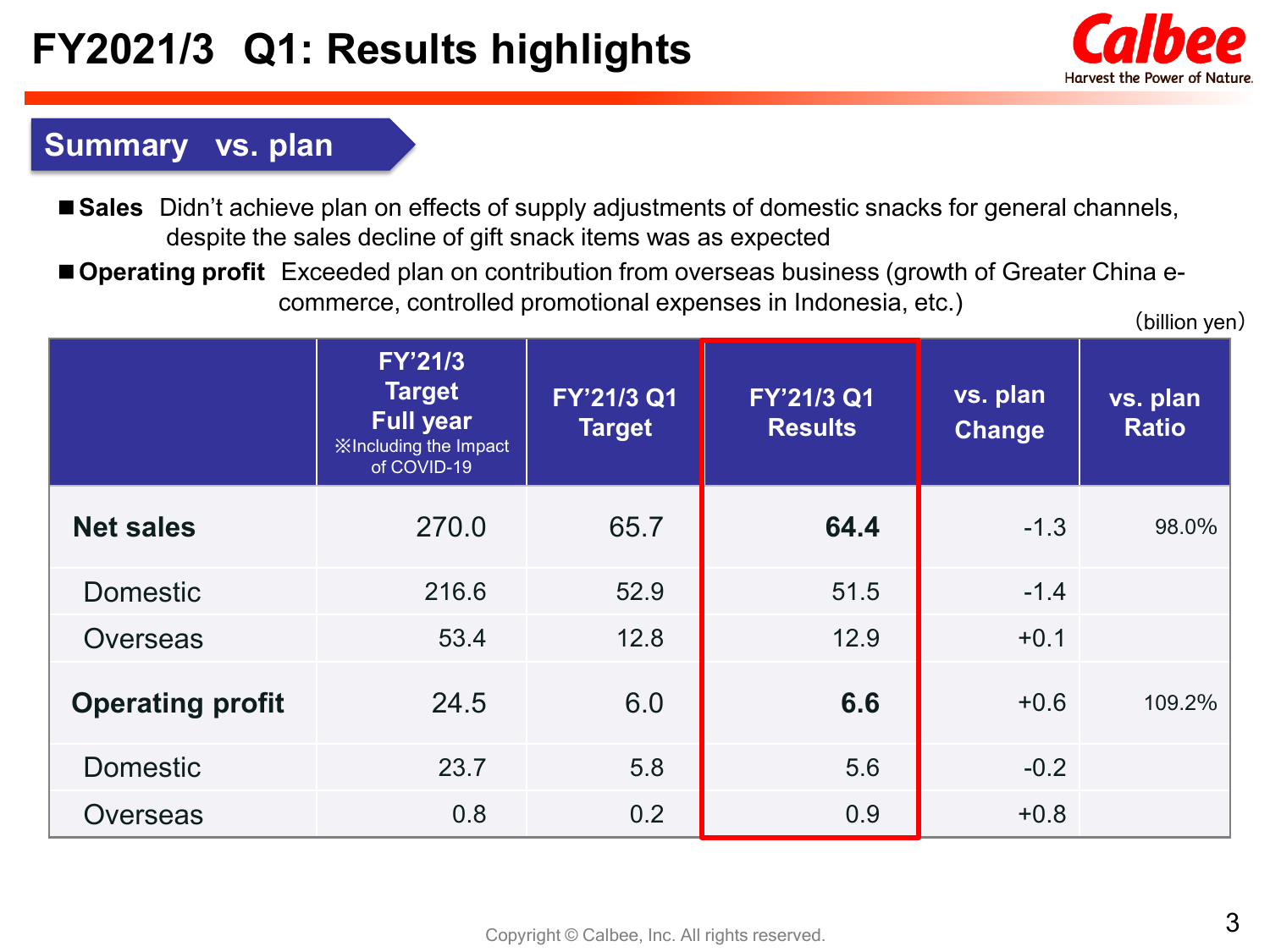# FY2021/3 Q1: Results highlights

## Summary vs. plan

- **Sales** Didn't achieve plan on effects of supply adjustments of domestic snacks for general channels, despite the sales decline of gift snack items was as expected
- **Operating profit** Exceeded plan on contribution from overseas business (growth of Greater China e-commerce, controlled promotional expenses in Indonesia, etc.)

（billion yen）

| | FY'21/3 Target Full year ※Including the Impact of COVID-19 | FY'21/3 Q1 Target | FY'21/3 Q1 Results | vs. plan Change | vs. plan Ratio |
|---|---|---|---|---|---|
| **Net sales** | 270.0 | 65.7 | **64.4** | -1.3 | 98.0% |
| Domestic | 216.6 | 52.9 | 51.5 | -1.4 | |
| Overseas | 53.4 | 12.8 | 12.9 | +0.1 | |
| **Operating profit** | 24.5 | 6.0 | **6.6** | +0.6 | 109.2% |
| Domestic | 23.7 | 5.8 | 5.6 | -0.2 | |
| Overseas | 0.8 | 0.2 | 0.9 | +0.8 | |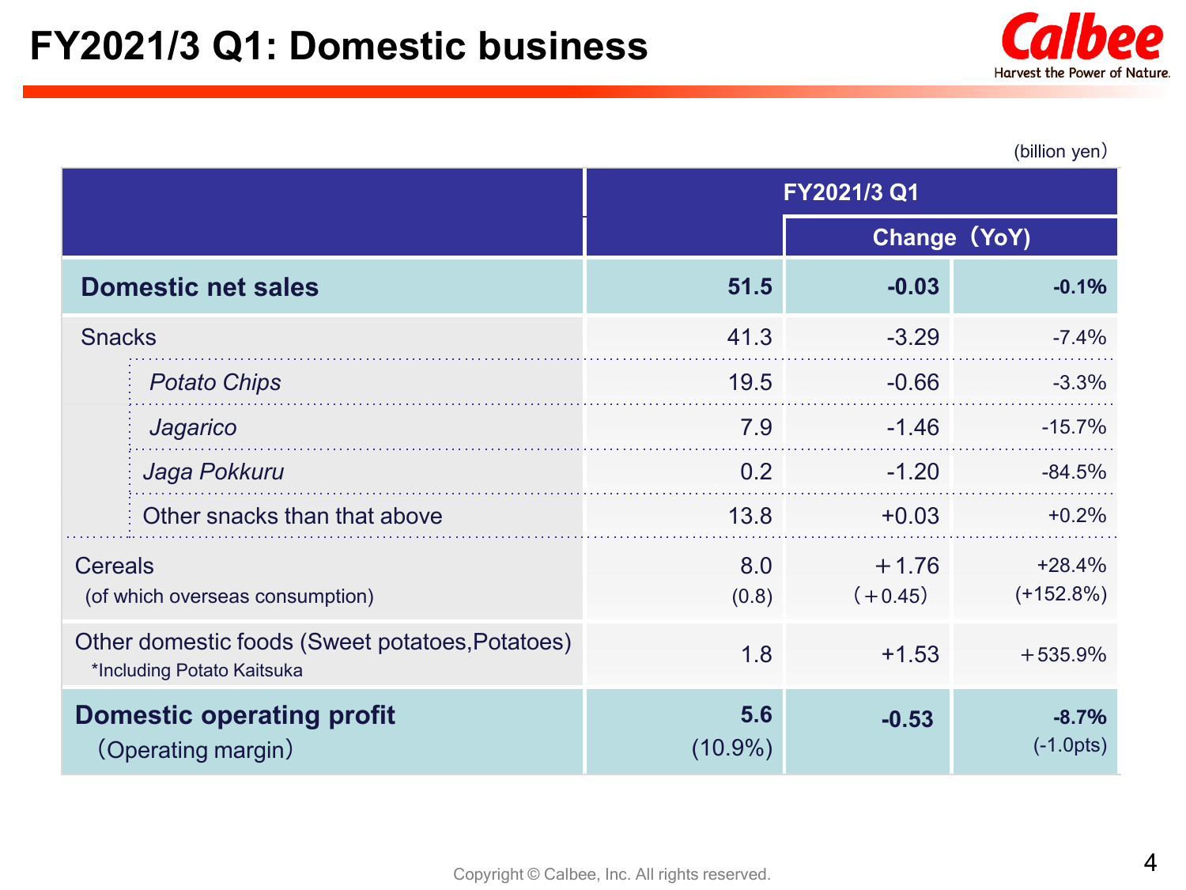# FY2021/3 Q1: Domestic business

(billion yen)

| | FY2021/3 Q1 | | |
|---|---|---|---|
| | | Change（YoY) | |
| **Domestic net sales** | **51.5** | **-0.03** | **-0.1%** |
| Snacks | 41.3 | -3.29 | -7.4% |
| *Potato Chips* | 19.5 | -0.66 | -3.3% |
| *Jagarico* | 7.9 | -1.46 | -15.7% |
| *Jaga Pokkuru* | 0.2 | -1.20 | -84.5% |
| Other snacks than that above | 13.8 | +0.03 | +0.2% |
| Cereals (of which overseas consumption) | 8.0 (0.8) | ＋1.76 (＋0.45) | +28.4% (+152.8%) |
| Other domestic foods (Sweet potatoes,Potatoes) *Including Potato Kaitsuka | 1.8 | +1.53 | ＋535.9% |
| **Domestic operating profit** （Operating margin） | **5.6** (10.9%) | **-0.53** | **-8.7%** (-1.0pts) |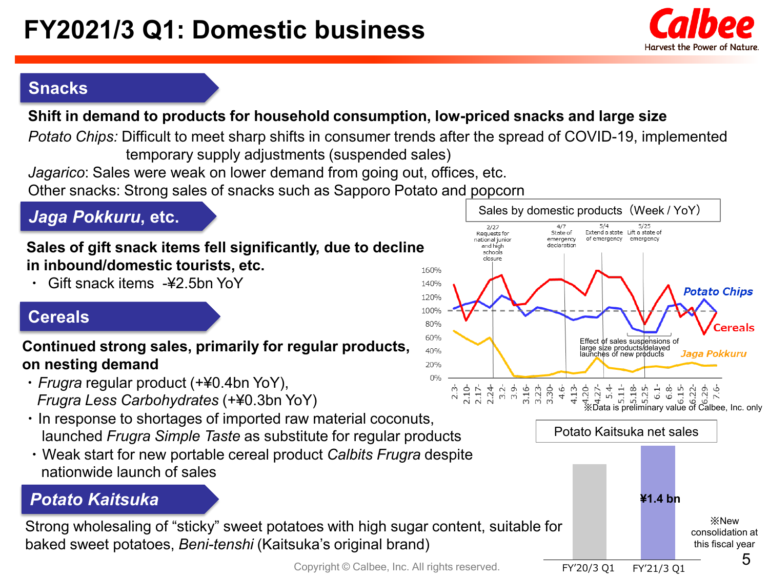# FY2021/3 Q1: Domestic business

## Snacks

**Shift in demand to products for household consumption, low-priced snacks and large size**

*Potato Chips:* Difficult to meet sharp shifts in consumer trends after the spread of COVID-19, implemented temporary supply adjustments (suspended sales)

*Jagarico*: Sales were weak on lower demand from going out, offices, etc.

Other snacks: Strong sales of snacks such as Sapporo Potato and popcorn

## *Jaga Pokkuru*, etc.

**Sales of gift snack items fell significantly, due to decline in inbound/domestic tourists, etc.**

- Gift snack items -¥2.5bn YoY

## Cereals

**Continued strong sales, primarily for regular products, on nesting demand**

- *Frugra* regular product (+¥0.4bn YoY), *Frugra Less Carbohydrates* (+¥0.3bn YoY)
- In response to shortages of imported raw material coconuts, launched *Frugra Simple Taste* as substitute for regular products
- Weak start for new portable cereal product *Calbits Frugra* despite nationwide launch of sales

## *Potato Kaitsuka*

Strong wholesaling of "sticky" sweet potatoes with high sugar content, suitable for baked sweet potatoes, *Beni-tenshi* (Kaitsuka's original brand)

**Sales by domestic products（Week / YoY）**

Events: 2/27 Requests for national junior and high schools closure; 4/7 State of emergency declaration; 5/4 Extend a state of emergency; 5/25 Lift a state of emergency

Series: Potato Chips, Cereals, Jaga Pokkuru

Effect of sales suspensions of large size products/delayed launches of new products

※Data is preliminary value of Calbee, Inc. only

**Potato Kaitsuka net sales**

| FY'20/3 Q1 | FY'21/3 Q1 |
|---|---|
| | ¥1.4 bn |

※New consolidation at this fiscal year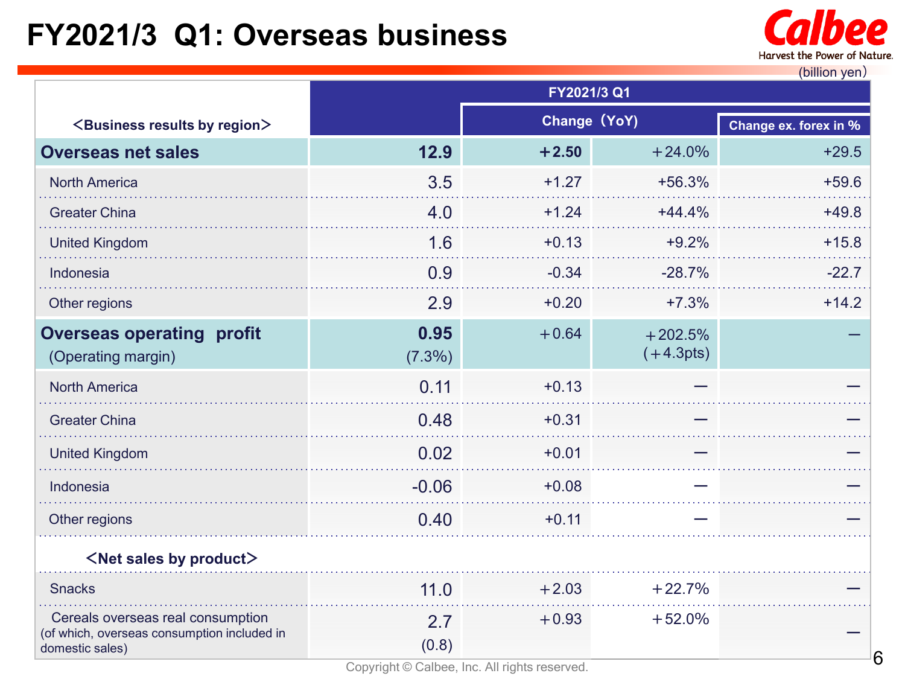# FY2021/3 Q1: Overseas business

(billion yen)

| <Business results by region> | FY2021/3 Q1 | | | |
|---|---|---|---|---|
| | | Change（YoY） | | Change ex. forex in % |
| **Overseas net sales** | **12.9** | **+2.50** | +24.0% | +29.5 |
| North America | 3.5 | +1.27 | +56.3% | +59.6 |
| Greater China | 4.0 | +1.24 | +44.4% | +49.8 |
| United Kingdom | 1.6 | +0.13 | +9.2% | +15.8 |
| Indonesia | 0.9 | -0.34 | -28.7% | -22.7 |
| Other regions | 2.9 | +0.20 | +7.3% | +14.2 |
| **Overseas operating profit** (Operating margin) | **0.95** (7.3%) | +0.64 | +202.5% (+4.3pts) | — |
| North America | 0.11 | +0.13 | — | — |
| Greater China | 0.48 | +0.31 | — | — |
| United Kingdom | 0.02 | +0.01 | — | — |
| Indonesia | -0.06 | +0.08 | — | — |
| Other regions | 0.40 | +0.11 | — | — |
| **<Net sales by product>** | | | | |
| Snacks | 11.0 | +2.03 | +22.7% | — |
| Cereals overseas real consumption (of which, overseas consumption included in domestic sales) | 2.7 (0.8) | +0.93 | +52.0% | — |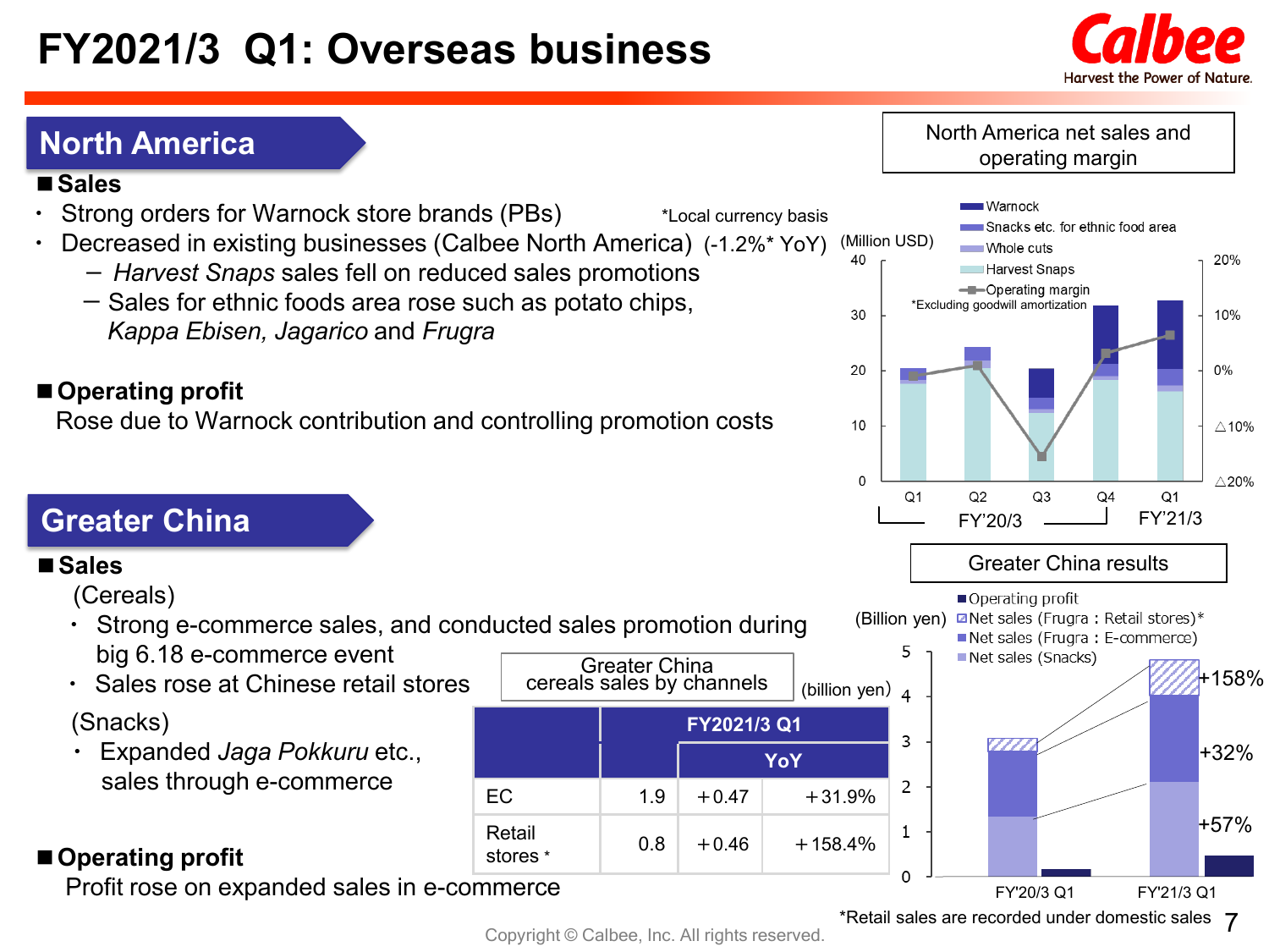# FY2021/3 Q1: Overseas business

## North America

**■ Sales**

- Strong orders for Warnock store brands (PBs) *Local currency basis
- Decreased in existing businesses (Calbee North America) (-1.2%* YoY)
  - ー *Harvest Snaps* sales fell on reduced sales promotions
  - ー Sales for ethnic foods area rose such as potato chips, *Kappa Ebisen, Jagarico* and *Frugra*

**■ Operating profit**

Rose due to Warnock contribution and controlling promotion costs

North America net sales and operating margin

(Million USD)

Warnock
Snacks etc. for ethnic food area
Whole cuts
Harvest Snaps
Operating margin
*Excluding goodwill amortization

Q1 Q2 Q3 Q4 FY'20/3 | Q1 FY'21/3

## Greater China

**■ Sales**

(Cereals)

- Strong e-commerce sales, and conducted sales promotion during big 6.18 e-commerce event
- Sales rose at Chinese retail stores

(Snacks)

- Expanded *Jaga Pokkuru* etc., sales through e-commerce

**■ Operating profit**

Profit rose on expanded sales in e-commerce

Greater China cereals sales by channels (billion yen)

| | FY2021/3 Q1 | YoY | |
|---|---|---|---|
| EC | 1.9 | ＋0.47 | ＋31.9% |
| Retail stores * | 0.8 | ＋0.46 | ＋158.4% |

Greater China results

(Billion yen)

Operating profit
Net sales (Frugra：Retail stores)*
Net sales (Frugra：E-commerce)
Net sales (Snacks)

FY'20/3 Q1 → FY'21/3 Q1: +158%, +32%, +57%

*Retail sales are recorded under domestic sales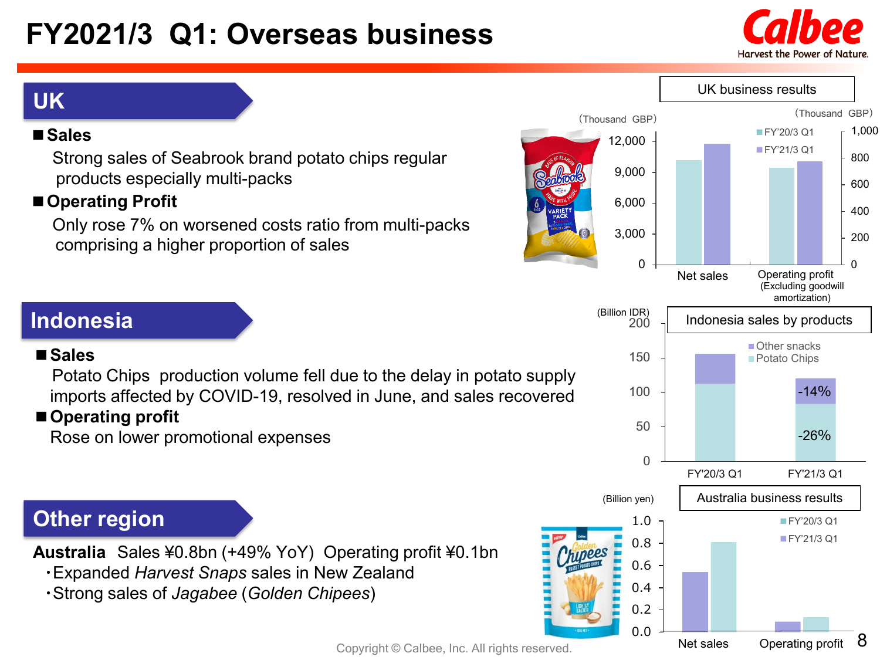# FY2021/3 Q1: Overseas business

## UK

**■ Sales**

Strong sales of Seabrook brand potato chips regular products especially multi-packs

**■ Operating Profit**

Only rose 7% on worsened costs ratio from multi-packs comprising a higher proportion of sales

UK business results

(Thousand GBP)

Legend: FY'20/3 Q1, FY'21/3 Q1

Net sales | Operating profit (Excluding goodwill amortization)

## Indonesia

**■ Sales**

Potato Chips production volume fell due to the delay in potato supply imports affected by COVID-19, resolved in June, and sales recovered

**■ Operating profit**

Rose on lower promotional expenses

Indonesia sales by products

(Billion IDR)

Legend: Other snacks, Potato Chips

FY'20/3 Q1 | FY'21/3 Q1: Other snacks -14%, Potato Chips -26%

## Other region

**Australia** Sales ¥0.8bn (+49% YoY) Operating profit ¥0.1bn

- Expanded *Harvest Snaps* sales in New Zealand
- Strong sales of *Jagabee* (*Golden Chipees*)

Australia business results

(Billion yen)

Legend: FY'20/3 Q1, FY'21/3 Q1

Net sales | Operating profit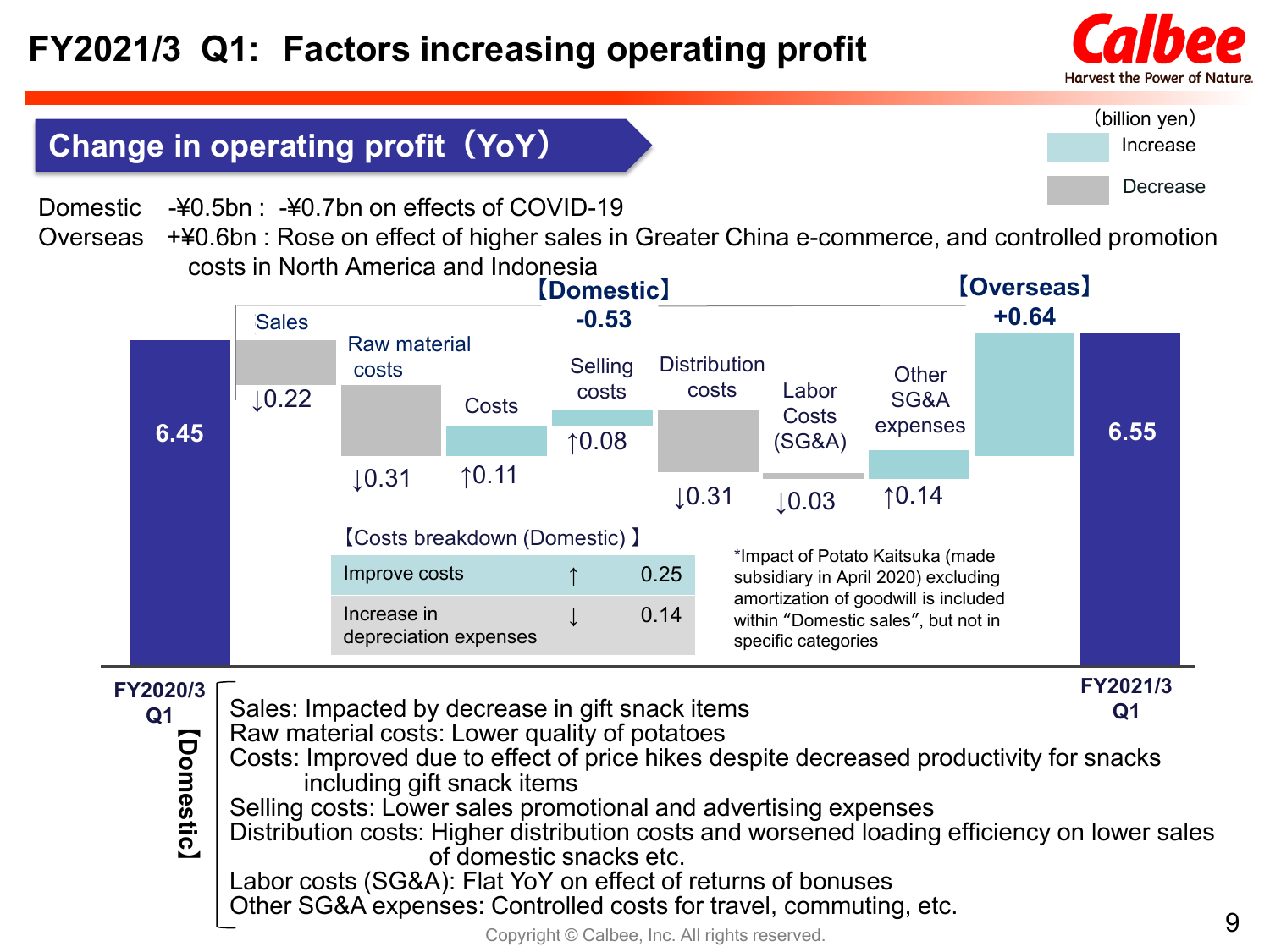# FY2021/3 Q1: Factors increasing operating profit

## Change in operating profit（YoY）

(billion yen)

Increase / Decrease

Domestic -¥0.5bn : -¥0.7bn on effects of COVID-19

Overseas +¥0.6bn : Rose on effect of higher sales in Greater China e-commerce, and controlled promotion costs in North America and Indonesia

| Item | Change |
|---|---|
| FY2020/3 Q1 | 6.45 |
| **【Domestic】** | **-0.53** |
| Sales | ↓0.22 |
| Raw material costs | ↓0.31 |
| Costs | ↑0.11 |
| Selling costs | ↑0.08 |
| Distribution costs | ↓0.31 |
| Labor Costs (SG&A) | ↓0.03 |
| Other SG&A expenses | ↑0.14 |
| **【Overseas】** | **+0.64** |
| FY2021/3 Q1 | 6.55 |

【Costs breakdown (Domestic) 】

| Item | | |
|---|---|---|
| Improve costs | ↑ | 0.25 |
| Increase in depreciation expenses | ↓ | 0.14 |

*Impact of Potato Kaitsuka (made subsidiary in April 2020) excluding amortization of goodwill is included within "Domestic sales", but not in specific categories

【Domestic】

- Sales: Impacted by decrease in gift snack items
- Raw material costs: Lower quality of potatoes
- Costs: Improved due to effect of price hikes despite decreased productivity for snacks including gift snack items
- Selling costs: Lower sales promotional and advertising expenses
- Distribution costs: Higher distribution costs and worsened loading efficiency on lower sales of domestic snacks etc.
- Labor costs (SG&A): Flat YoY on effect of returns of bonuses
- Other SG&A expenses: Controlled costs for travel, commuting, etc.

Copyright © Calbee, Inc. All rights reserved.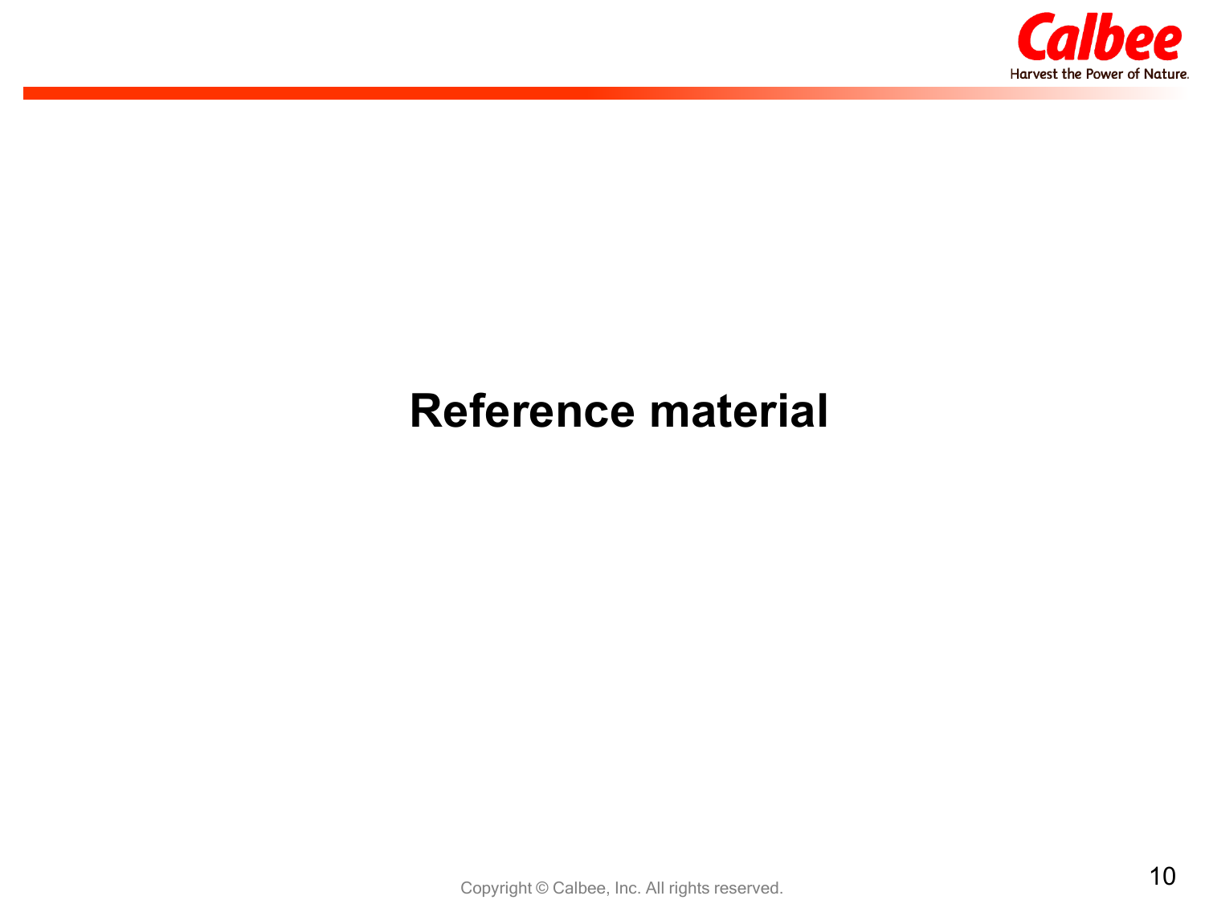# Reference material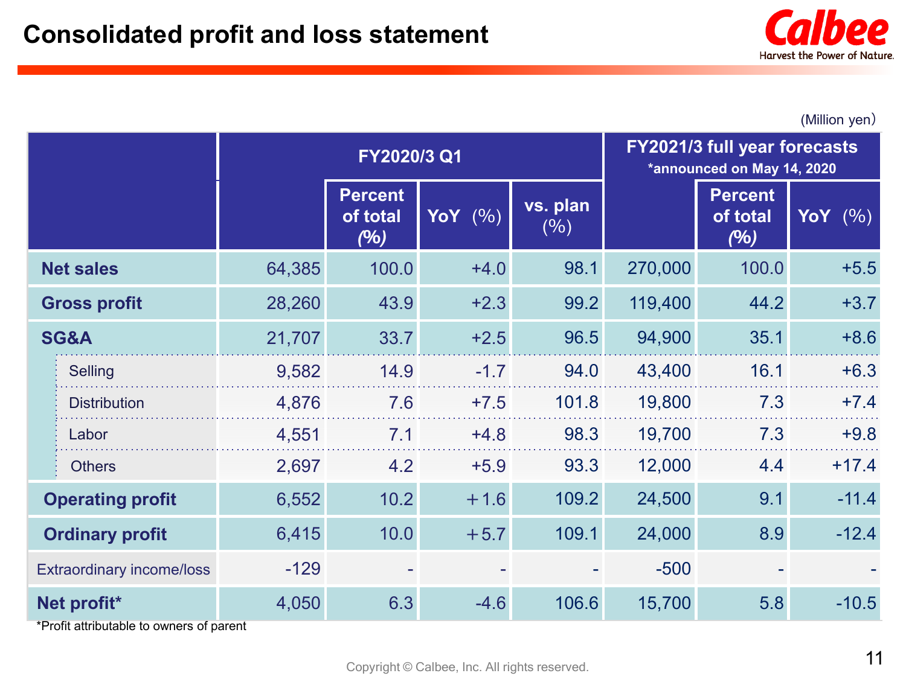# Consolidated profit and loss statement

(Million yen)

| | FY2020/3 Q1 | | | | FY2021/3 full year forecasts *announced on May 14, 2020 | | |
|---|---|---|---|---|---|---|---|
| | | Percent of total (%) | YoY (%) | vs. plan (%) | | Percent of total (%) | YoY (%) |
| **Net sales** | 64,385 | 100.0 | +4.0 | 98.1 | 270,000 | 100.0 | +5.5 |
| **Gross profit** | 28,260 | 43.9 | +2.3 | 99.2 | 119,400 | 44.2 | +3.7 |
| **SG&A** | 21,707 | 33.7 | +2.5 | 96.5 | 94,900 | 35.1 | +8.6 |
| Selling | 9,582 | 14.9 | -1.7 | 94.0 | 43,400 | 16.1 | +6.3 |
| Distribution | 4,876 | 7.6 | +7.5 | 101.8 | 19,800 | 7.3 | +7.4 |
| Labor | 4,551 | 7.1 | +4.8 | 98.3 | 19,700 | 7.3 | +9.8 |
| Others | 2,697 | 4.2 | +5.9 | 93.3 | 12,000 | 4.4 | +17.4 |
| **Operating profit** | 6,552 | 10.2 | +1.6 | 109.2 | 24,500 | 9.1 | -11.4 |
| **Ordinary profit** | 6,415 | 10.0 | +5.7 | 109.1 | 24,000 | 8.9 | -12.4 |
| Extraordinary income/loss | -129 | - | - | - | -500 | - | - |
| **Net profit*** | 4,050 | 6.3 | -4.6 | 106.6 | 15,700 | 5.8 | -10.5 |

*Profit attributable to owners of parent

Copyright © Calbee, Inc. All rights reserved.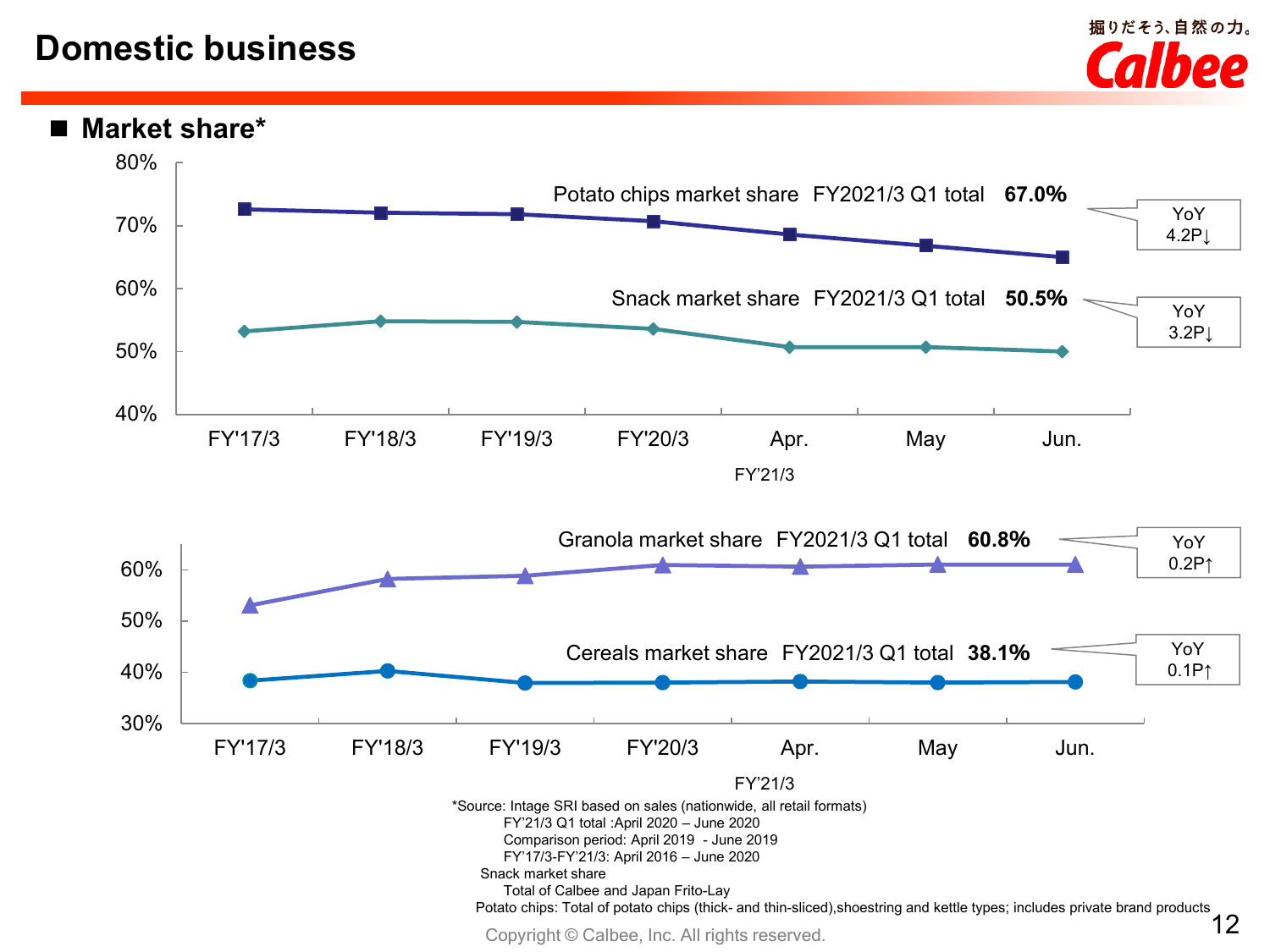# Domestic business

## ■ Market share*

Potato chips market share FY2021/3 Q1 total **67.0%** (YoY 4.2P↓)

Snack market share FY2021/3 Q1 total **50.5%** (YoY 3.2P↓)

Granola market share FY2021/3 Q1 total **60.8%** (YoY 0.2P↑)

Cereals market share FY2021/3 Q1 total **38.1%** (YoY 0.1P↑)

X-axis: FY'17/3, FY'18/3, FY'19/3, FY'20/3, Apr., May, Jun. (FY'21/3)

*Source: Intage SRI based on sales (nationwide, all retail formats)
FY'21/3 Q1 total :April 2020 – June 2020
Comparison period: April 2019 - June 2019
FY'17/3-FY'21/3: April 2016 – June 2020
Snack market share
Total of Calbee and Japan Frito-Lay
Potato chips: Total of potato chips (thick- and thin-sliced),shoestring and kettle types; includes private brand products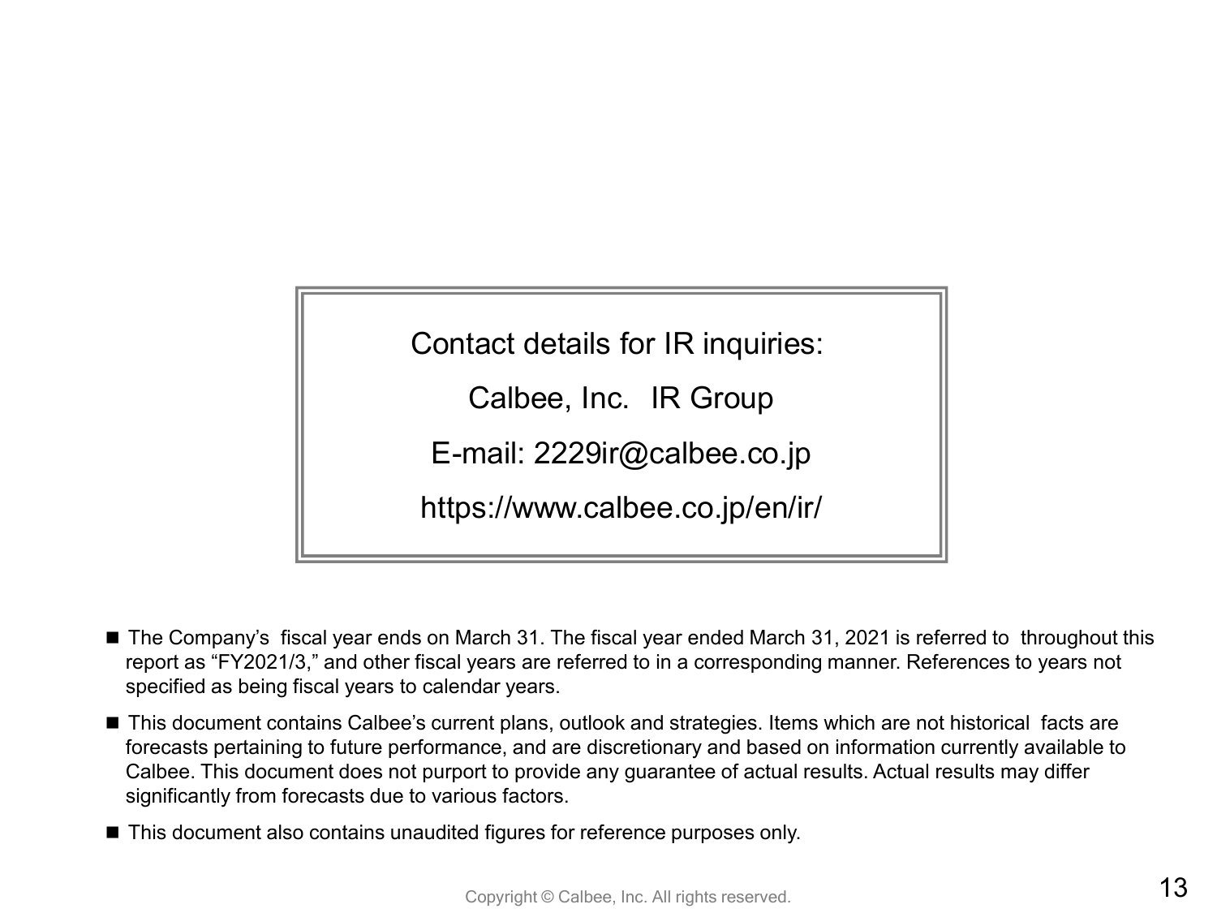Contact details for IR inquiries:

Calbee, Inc.  IR Group

E-mail: 2229ir@calbee.co.jp

https://www.calbee.co.jp/en/ir/

- The Company's fiscal year ends on March 31. The fiscal year ended March 31, 2021 is referred to throughout this report as "FY2021/3," and other fiscal years are referred to in a corresponding manner. References to years not specified as being fiscal years to calendar years.
- This document contains Calbee's current plans, outlook and strategies. Items which are not historical facts are forecasts pertaining to future performance, and are discretionary and based on information currently available to Calbee. This document does not purport to provide any guarantee of actual results. Actual results may differ significantly from forecasts due to various factors.
- This document also contains unaudited figures for reference purposes only.

Copyright © Calbee, Inc. All rights reserved.